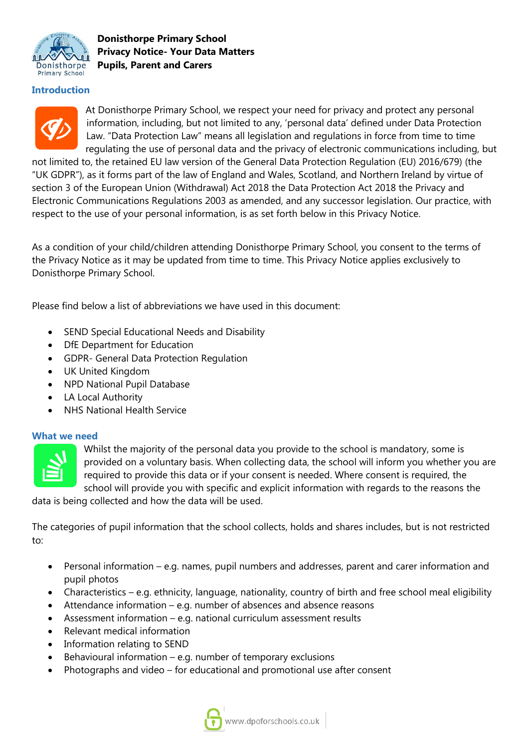**Donisthorpe Primary School**
**Privacy Notice- Your Data Matters**
**Pupils, Parent and Carers**

## Introduction

At Donisthorpe Primary School, we respect your need for privacy and protect any personal information, including, but not limited to any, 'personal data' defined under Data Protection Law. "Data Protection Law" means all legislation and regulations in force from time to time regulating the use of personal data and the privacy of electronic communications including, but not limited to, the retained EU law version of the General Data Protection Regulation (EU) 2016/679) (the "UK GDPR"), as it forms part of the law of England and Wales, Scotland, and Northern Ireland by virtue of section 3 of the European Union (Withdrawal) Act 2018 the Data Protection Act 2018 the Privacy and Electronic Communications Regulations 2003 as amended, and any successor legislation. Our practice, with respect to the use of your personal information, is as set forth below in this Privacy Notice.

As a condition of your child/children attending Donisthorpe Primary School, you consent to the terms of the Privacy Notice as it may be updated from time to time. This Privacy Notice applies exclusively to Donisthorpe Primary School.

Please find below a list of abbreviations we have used in this document:

- SEND Special Educational Needs and Disability
- DfE Department for Education
- GDPR- General Data Protection Regulation
- UK United Kingdom
- NPD National Pupil Database
- LA Local Authority
- NHS National Health Service

## What we need

Whilst the majority of the personal data you provide to the school is mandatory, some is provided on a voluntary basis. When collecting data, the school will inform you whether you are required to provide this data or if your consent is needed. Where consent is required, the school will provide you with specific and explicit information with regards to the reasons the data is being collected and how the data will be used.

The categories of pupil information that the school collects, holds and shares includes, but is not restricted to:

- Personal information – e.g. names, pupil numbers and addresses, parent and carer information and pupil photos
- Characteristics – e.g. ethnicity, language, nationality, country of birth and free school meal eligibility
- Attendance information – e.g. number of absences and absence reasons
- Assessment information – e.g. national curriculum assessment results
- Relevant medical information
- Information relating to SEND
- Behavioural information – e.g. number of temporary exclusions
- Photographs and video – for educational and promotional use after consent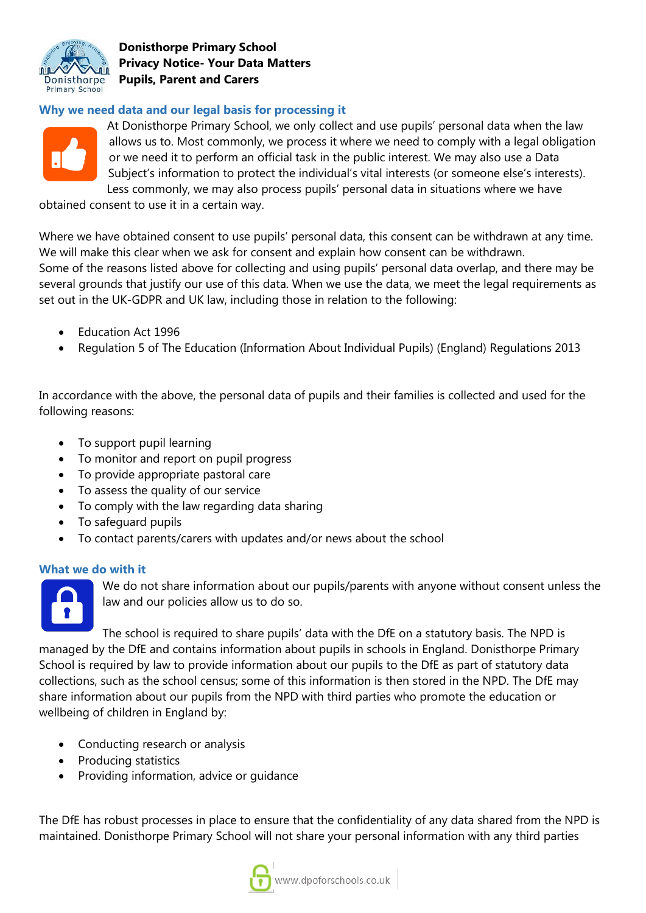**Donisthorpe Primary School**
**Privacy Notice- Your Data Matters**
**Pupils, Parent and Carers**

## Why we need data and our legal basis for processing it

At Donisthorpe Primary School, we only collect and use pupils' personal data when the law allows us to. Most commonly, we process it where we need to comply with a legal obligation or we need it to perform an official task in the public interest. We may also use a Data Subject's information to protect the individual's vital interests (or someone else's interests). Less commonly, we may also process pupils' personal data in situations where we have obtained consent to use it in a certain way.

Where we have obtained consent to use pupils' personal data, this consent can be withdrawn at any time. We will make this clear when we ask for consent and explain how consent can be withdrawn.
Some of the reasons listed above for collecting and using pupils' personal data overlap, and there may be several grounds that justify our use of this data. When we use the data, we meet the legal requirements as set out in the UK-GDPR and UK law, including those in relation to the following:

- Education Act 1996
- Regulation 5 of The Education (Information About Individual Pupils) (England) Regulations 2013

In accordance with the above, the personal data of pupils and their families is collected and used for the following reasons:

- To support pupil learning
- To monitor and report on pupil progress
- To provide appropriate pastoral care
- To assess the quality of our service
- To comply with the law regarding data sharing
- To safeguard pupils
- To contact parents/carers with updates and/or news about the school

## What we do with it

We do not share information about our pupils/parents with anyone without consent unless the law and our policies allow us to do so.

The school is required to share pupils' data with the DfE on a statutory basis. The NPD is managed by the DfE and contains information about pupils in schools in England. Donisthorpe Primary School is required by law to provide information about our pupils to the DfE as part of statutory data collections, such as the school census; some of this information is then stored in the NPD. The DfE may share information about our pupils from the NPD with third parties who promote the education or wellbeing of children in England by:

- Conducting research or analysis
- Producing statistics
- Providing information, advice or guidance

The DfE has robust processes in place to ensure that the confidentiality of any data shared from the NPD is maintained. Donisthorpe Primary School will not share your personal information with any third parties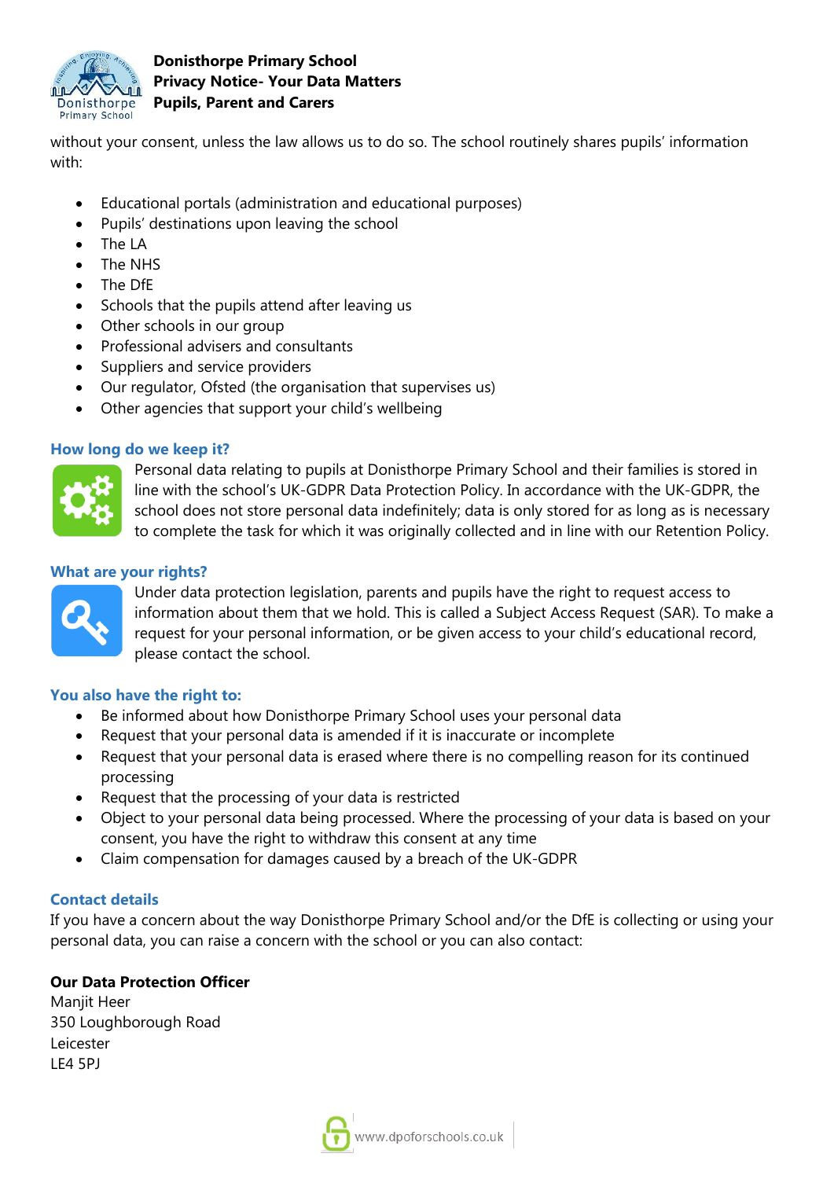without your consent, unless the law allows us to do so. The school routinely shares pupils' information with:

- Educational portals (administration and educational purposes)
- Pupils' destinations upon leaving the school
- The LA
- The NHS
- The DfE
- Schools that the pupils attend after leaving us
- Other schools in our group
- Professional advisers and consultants
- Suppliers and service providers
- Our regulator, Ofsted (the organisation that supervises us)
- Other agencies that support your child's wellbeing

### How long do we keep it?

Personal data relating to pupils at Donisthorpe Primary School and their families is stored in line with the school's UK-GDPR Data Protection Policy. In accordance with the UK-GDPR, the school does not store personal data indefinitely; data is only stored for as long as is necessary to complete the task for which it was originally collected and in line with our Retention Policy.

### What are your rights?

Under data protection legislation, parents and pupils have the right to request access to information about them that we hold. This is called a Subject Access Request (SAR). To make a request for your personal information, or be given access to your child's educational record, please contact the school.

### You also have the right to:

- Be informed about how Donisthorpe Primary School uses your personal data
- Request that your personal data is amended if it is inaccurate or incomplete
- Request that your personal data is erased where there is no compelling reason for its continued processing
- Request that the processing of your data is restricted
- Object to your personal data being processed. Where the processing of your data is based on your consent, you have the right to withdraw this consent at any time
- Claim compensation for damages caused by a breach of the UK-GDPR

### Contact details

If you have a concern about the way Donisthorpe Primary School and/or the DfE is collecting or using your personal data, you can raise a concern with the school or you can also contact:

**Our Data Protection Officer**
Manjit Heer
350 Loughborough Road
Leicester
LE4 5PJ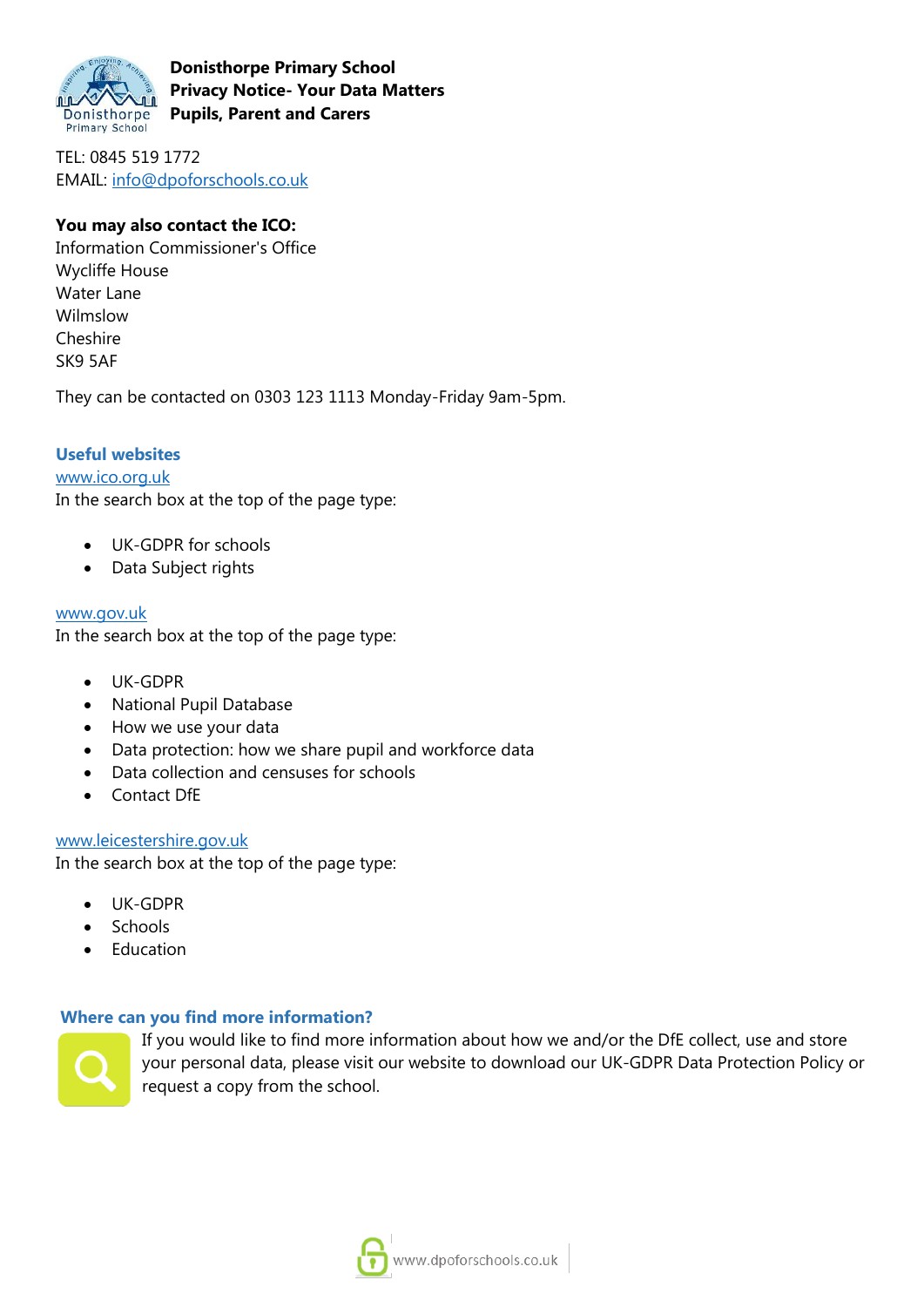**Donisthorpe Primary School**
**Privacy Notice- Your Data Matters**
**Pupils, Parent and Carers**

TEL: 0845 519 1772
EMAIL: info@dpoforschools.co.uk

**You may also contact the ICO:**
Information Commissioner's Office
Wycliffe House
Water Lane
Wilmslow
Cheshire
SK9 5AF

They can be contacted on 0303 123 1113 Monday-Friday 9am-5pm.

## Useful websites

www.ico.org.uk
In the search box at the top of the page type:

- UK-GDPR for schools
- Data Subject rights

www.gov.uk
In the search box at the top of the page type:

- UK-GDPR
- National Pupil Database
- How we use your data
- Data protection: how we share pupil and workforce data
- Data collection and censuses for schools
- Contact DfE

www.leicestershire.gov.uk
In the search box at the top of the page type:

- UK-GDPR
- Schools
- Education

## Where can you find more information?

If you would like to find more information about how we and/or the DfE collect, use and store your personal data, please visit our website to download our UK-GDPR Data Protection Policy or request a copy from the school.